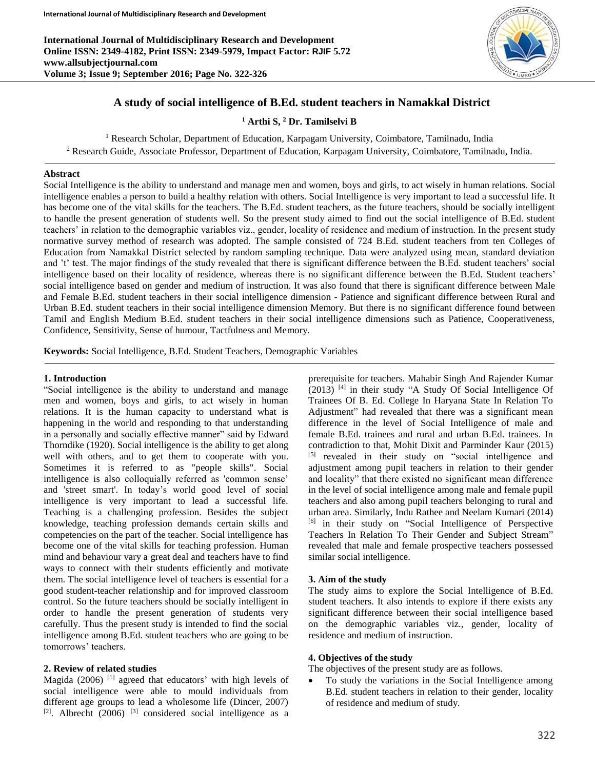# A study of social intelligence of B.Ed. student teachers in Namakkal District

**[1] Arthi S, [2] Dr. Tamilselvi B**

[1] Research Scholar, Department of Education, Karpagam University, Coimbatore, Tamilnadu, India
[2] Research Guide, Associate Professor, Department of Education, Karpagam University, Coimbatore, Tamilnadu, India.

## Abstract

Social Intelligence is the ability to understand and manage men and women, boys and girls, to act wisely in human relations. Social intelligence enables a person to build a healthy relation with others. Social Intelligence is very important to lead a successful life. It has become one of the vital skills for the teachers. The B.Ed. student teachers, as the future teachers, should be socially intelligent to handle the present generation of students well. So the present study aimed to find out the social intelligence of B.Ed. student teachers' in relation to the demographic variables viz., gender, locality of residence and medium of instruction. In the present study normative survey method of research was adopted. The sample consisted of 724 B.Ed. student teachers from ten Colleges of Education from Namakkal District selected by random sampling technique. Data were analyzed using mean, standard deviation and 't' test. The major findings of the study revealed that there is significant difference between the B.Ed. student teachers' social intelligence based on their locality of residence, whereas there is no significant difference between the B.Ed. Student teachers' social intelligence based on gender and medium of instruction. It was also found that there is significant difference between Male and Female B.Ed. student teachers in their social intelligence dimension - Patience and significant difference between Rural and Urban B.Ed. student teachers in their social intelligence dimension Memory. But there is no significant difference found between Tamil and English Medium B.Ed. student teachers in their social intelligence dimensions such as Patience, Cooperativeness, Confidence, Sensitivity, Sense of humour, Tactfulness and Memory.

**Keywords:** Social Intelligence, B.Ed. Student Teachers, Demographic Variables

## 1. Introduction

"Social intelligence is the ability to understand and manage men and women, boys and girls, to act wisely in human relations. It is the human capacity to understand what is happening in the world and responding to that understanding in a personally and socially effective manner" said by Edward Thorndike (1920). Social intelligence is the ability to get along well with others, and to get them to cooperate with you. Sometimes it is referred to as "people skills". Social intelligence is also colloquially referred as 'common sense' and 'street smart'. In today's world good level of social intelligence is very important to lead a successful life. Teaching is a challenging profession. Besides the subject knowledge, teaching profession demands certain skills and competencies on the part of the teacher. Social intelligence has become one of the vital skills for teaching profession. Human mind and behaviour vary a great deal and teachers have to find ways to connect with their students efficiently and motivate them. The social intelligence level of teachers is essential for a good student-teacher relationship and for improved classroom control. So the future teachers should be socially intelligent in order to handle the present generation of students very carefully. Thus the present study is intended to find the social intelligence among B.Ed. student teachers who are going to be tomorrows' teachers.

## 2. Review of related studies

Magida (2006) [1] agreed that educators' with high levels of social intelligence were able to mould individuals from different age groups to lead a wholesome life (Dincer, 2007) [2]. Albrecht (2006) [3] considered social intelligence as a prerequisite for teachers. Mahabir Singh And Rajender Kumar (2013) [4] in their study "A Study Of Social Intelligence Of Trainees Of B. Ed. College In Haryana State In Relation To Adjustment" had revealed that there was a significant mean difference in the level of Social Intelligence of male and female B.Ed. trainees and rural and urban B.Ed. trainees. In contradiction to that, Mohit Dixit and Parminder Kaur (2015) [5] revealed in their study on "social intelligence and adjustment among pupil teachers in relation to their gender and locality" that there existed no significant mean difference in the level of social intelligence among male and female pupil teachers and also among pupil teachers belonging to rural and urban area. Similarly, Indu Rathee and Neelam Kumari (2014) [6] in their study on "Social Intelligence of Perspective Teachers In Relation To Their Gender and Subject Stream" revealed that male and female prospective teachers possessed similar social intelligence.

## 3. Aim of the study

The study aims to explore the Social Intelligence of B.Ed. student teachers. It also intends to explore if there exists any significant difference between their social intelligence based on the demographic variables viz., gender, locality of residence and medium of instruction.

## 4. Objectives of the study

The objectives of the present study are as follows.

- To study the variations in the Social Intelligence among B.Ed. student teachers in relation to their gender, locality of residence and medium of study.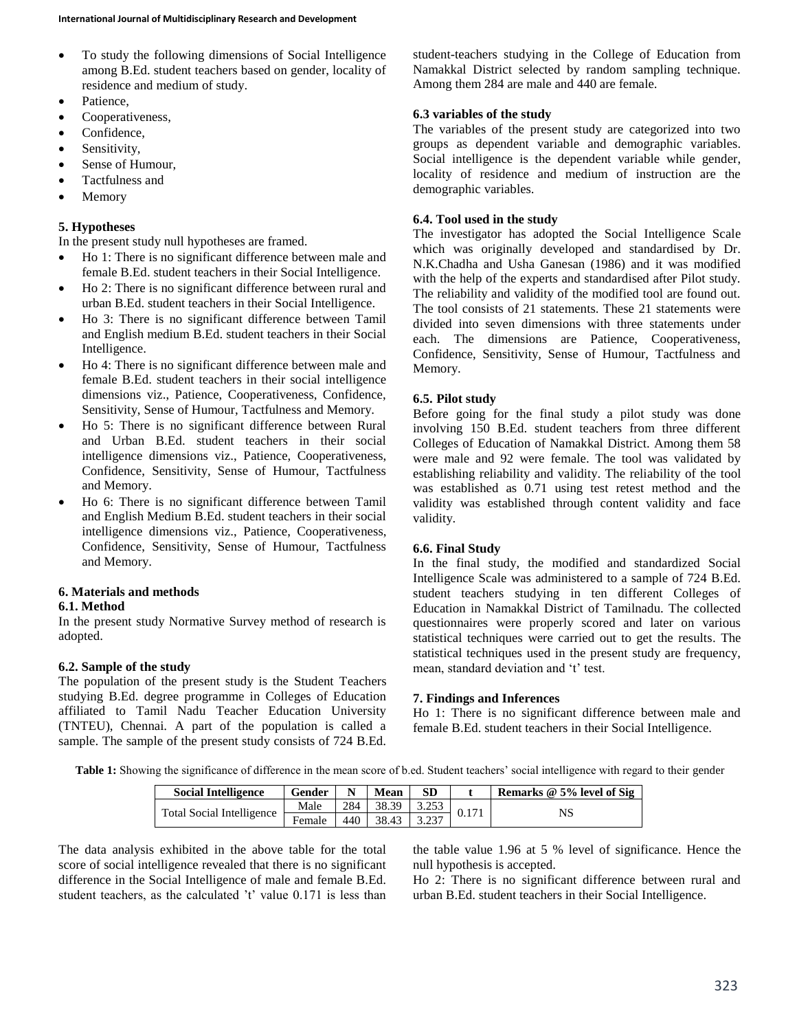- To study the following dimensions of Social Intelligence among B.Ed. student teachers based on gender, locality of residence and medium of study.
- Patience,
- Cooperativeness,
- Confidence,
- Sensitivity,
- Sense of Humour,
- Tactfulness and
- Memory

### 5. Hypotheses

In the present study null hypotheses are framed.

- Ho 1: There is no significant difference between male and female B.Ed. student teachers in their Social Intelligence.
- Ho 2: There is no significant difference between rural and urban B.Ed. student teachers in their Social Intelligence.
- Ho 3: There is no significant difference between Tamil and English medium B.Ed. student teachers in their Social Intelligence.
- Ho 4: There is no significant difference between male and female B.Ed. student teachers in their social intelligence dimensions viz., Patience, Cooperativeness, Confidence, Sensitivity, Sense of Humour, Tactfulness and Memory.
- Ho 5: There is no significant difference between Rural and Urban B.Ed. student teachers in their social intelligence dimensions viz., Patience, Cooperativeness, Confidence, Sensitivity, Sense of Humour, Tactfulness and Memory.
- Ho 6: There is no significant difference between Tamil and English Medium B.Ed. student teachers in their social intelligence dimensions viz., Patience, Cooperativeness, Confidence, Sensitivity, Sense of Humour, Tactfulness and Memory.

### 6. Materials and methods

#### 6.1. Method

In the present study Normative Survey method of research is adopted.

#### 6.2. Sample of the study

The population of the present study is the Student Teachers studying B.Ed. degree programme in Colleges of Education affiliated to Tamil Nadu Teacher Education University (TNTEU), Chennai. A part of the population is called a sample. The sample of the present study consists of 724 B.Ed. student-teachers studying in the College of Education from Namakkal District selected by random sampling technique. Among them 284 are male and 440 are female.

#### 6.3 variables of the study

The variables of the present study are categorized into two groups as dependent variable and demographic variables. Social intelligence is the dependent variable while gender, locality of residence and medium of instruction are the demographic variables.

#### 6.4. Tool used in the study

The investigator has adopted the Social Intelligence Scale which was originally developed and standardised by Dr. N.K.Chadha and Usha Ganesan (1986) and it was modified with the help of the experts and standardised after Pilot study. The reliability and validity of the modified tool are found out. The tool consists of 21 statements. These 21 statements were divided into seven dimensions with three statements under each. The dimensions are Patience, Cooperativeness, Confidence, Sensitivity, Sense of Humour, Tactfulness and Memory.

#### 6.5. Pilot study

Before going for the final study a pilot study was done involving 150 B.Ed. student teachers from three different Colleges of Education of Namakkal District. Among them 58 were male and 92 were female. The tool was validated by establishing reliability and validity. The reliability of the tool was established as 0.71 using test retest method and the validity was established through content validity and face validity.

#### 6.6. Final Study

In the final study, the modified and standardized Social Intelligence Scale was administered to a sample of 724 B.Ed. student teachers studying in ten different Colleges of Education in Namakkal District of Tamilnadu. The collected questionnaires were properly scored and later on various statistical techniques were carried out to get the results. The statistical techniques used in the present study are frequency, mean, standard deviation and 't' test.

### 7. Findings and Inferences

Ho 1: There is no significant difference between male and female B.Ed. student teachers in their Social Intelligence.

**Table 1:** Showing the significance of difference in the mean score of b.ed. Student teachers' social intelligence with regard to their gender

| Social Intelligence | Gender | N | Mean | SD | t | Remarks @ 5% level of Sig |
|---|---|---|---|---|---|---|
| Total Social Intelligence | Male | 284 | 38.39 | 3.253 | 0.171 | NS |
| | Female | 440 | 38.43 | 3.237 | | |

The data analysis exhibited in the above table for the total score of social intelligence revealed that there is no significant difference in the Social Intelligence of male and female B.Ed. student teachers, as the calculated 't' value 0.171 is less than the table value 1.96 at 5 % level of significance. Hence the null hypothesis is accepted.

Ho 2: There is no significant difference between rural and urban B.Ed. student teachers in their Social Intelligence.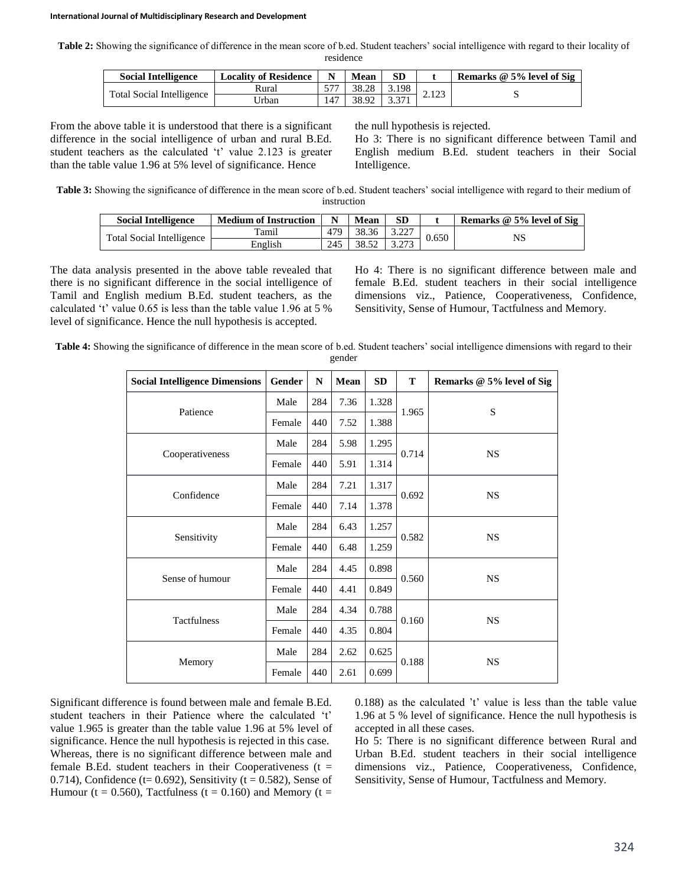**Table 2:** Showing the significance of difference in the mean score of b.ed. Student teachers' social intelligence with regard to their locality of residence

| Social Intelligence | Locality of Residence | N | Mean | SD | t | Remarks @ 5% level of Sig |
|---|---|---|---|---|---|---|
| Total Social Intelligence | Rural | 577 | 38.28 | 3.198 | 2.123 | S |
| | Urban | 147 | 38.92 | 3.371 | | |

From the above table it is understood that there is a significant difference in the social intelligence of urban and rural B.Ed. student teachers as the calculated 't' value 2.123 is greater than the table value 1.96 at 5% level of significance. Hence the null hypothesis is rejected.

Ho 3: There is no significant difference between Tamil and English medium B.Ed. student teachers in their Social Intelligence.

**Table 3:** Showing the significance of difference in the mean score of b.ed. Student teachers' social intelligence with regard to their medium of instruction

| Social Intelligence | Medium of Instruction | N | Mean | SD | t | Remarks @ 5% level of Sig |
|---|---|---|---|---|---|---|
| Total Social Intelligence | Tamil | 479 | 38.36 | 3.227 | 0.650 | NS |
| | English | 245 | 38.52 | 3.273 | | |

The data analysis presented in the above table revealed that there is no significant difference in the social intelligence of Tamil and English medium B.Ed. student teachers, as the calculated 't' value 0.65 is less than the table value 1.96 at 5 % level of significance. Hence the null hypothesis is accepted.

Ho 4: There is no significant difference between male and female B.Ed. student teachers in their social intelligence dimensions viz., Patience, Cooperativeness, Confidence, Sensitivity, Sense of Humour, Tactfulness and Memory.

**Table 4:** Showing the significance of difference in the mean score of b.ed. Student teachers' social intelligence dimensions with regard to their gender

| Social Intelligence Dimensions | Gender | N | Mean | SD | T | Remarks @ 5% level of Sig |
|---|---|---|---|---|---|---|
| Patience | Male | 284 | 7.36 | 1.328 | 1.965 | S |
| | Female | 440 | 7.52 | 1.388 | | |
| Cooperativeness | Male | 284 | 5.98 | 1.295 | 0.714 | NS |
| | Female | 440 | 5.91 | 1.314 | | |
| Confidence | Male | 284 | 7.21 | 1.317 | 0.692 | NS |
| | Female | 440 | 7.14 | 1.378 | | |
| Sensitivity | Male | 284 | 6.43 | 1.257 | 0.582 | NS |
| | Female | 440 | 6.48 | 1.259 | | |
| Sense of humour | Male | 284 | 4.45 | 0.898 | 0.560 | NS |
| | Female | 440 | 4.41 | 0.849 | | |
| Tactfulness | Male | 284 | 4.34 | 0.788 | 0.160 | NS |
| | Female | 440 | 4.35 | 0.804 | | |
| Memory | Male | 284 | 2.62 | 0.625 | 0.188 | NS |
| | Female | 440 | 2.61 | 0.699 | | |

Significant difference is found between male and female B.Ed. student teachers in their Patience where the calculated 't' value 1.965 is greater than the table value 1.96 at 5% level of significance. Hence the null hypothesis is rejected in this case. Whereas, there is no significant difference between male and female B.Ed. student teachers in their Cooperativeness (t = 0.714), Confidence (t= 0.692), Sensitivity (t = 0.582), Sense of Humour (t = 0.560), Tactfulness (t = 0.160) and Memory (t = 0.188) as the calculated 't' value is less than the table value 1.96 at 5 % level of significance. Hence the null hypothesis is accepted in all these cases.

Ho 5: There is no significant difference between Rural and Urban B.Ed. student teachers in their social intelligence dimensions viz., Patience, Cooperativeness, Confidence, Sensitivity, Sense of Humour, Tactfulness and Memory.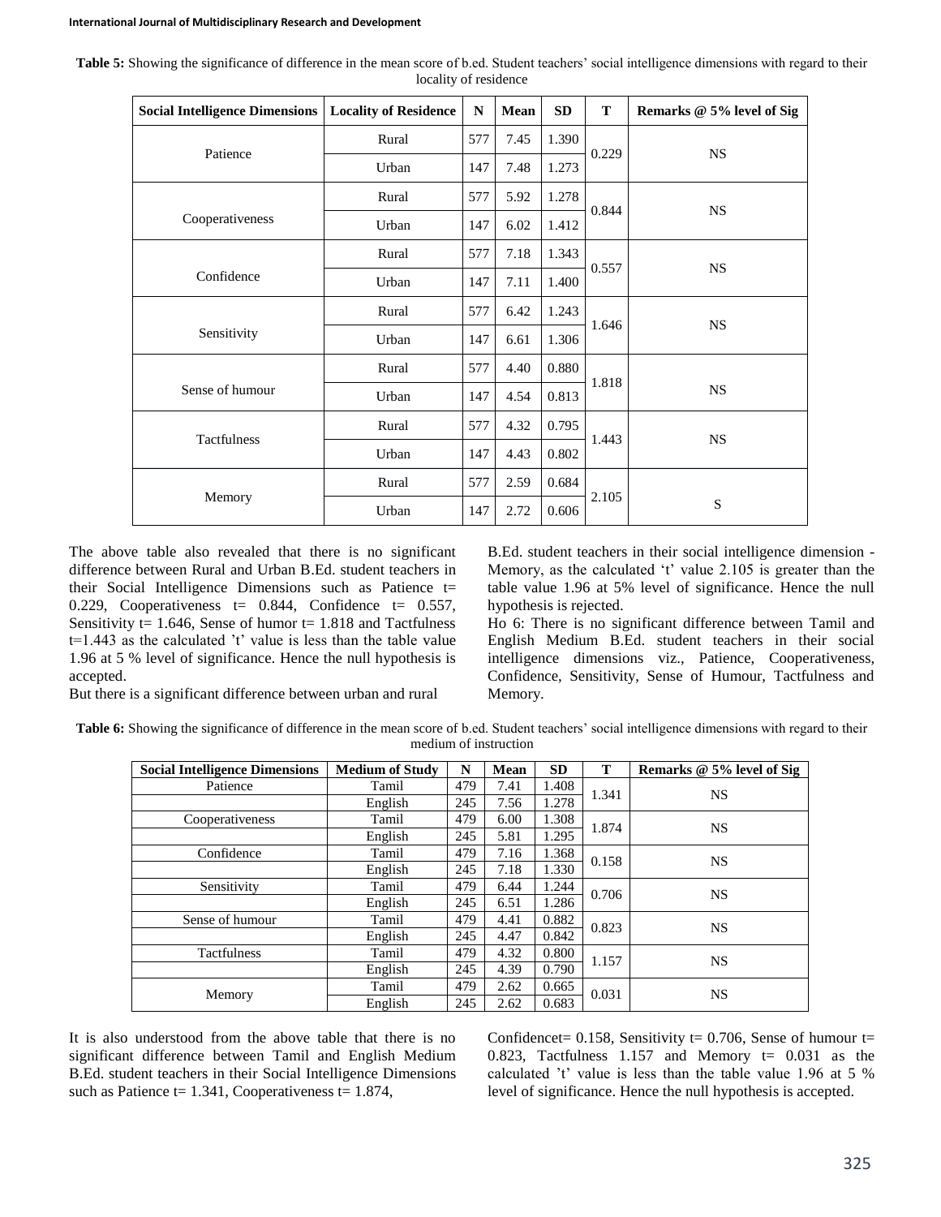**Table 5:** Showing the significance of difference in the mean score of b.ed. Student teachers' social intelligence dimensions with regard to their locality of residence

| Social Intelligence Dimensions | Locality of Residence | N | Mean | SD | T | Remarks @ 5% level of Sig |
|---|---|---|---|---|---|---|
| Patience | Rural | 577 | 7.45 | 1.390 | 0.229 | NS |
| | Urban | 147 | 7.48 | 1.273 | | |
| Cooperativeness | Rural | 577 | 5.92 | 1.278 | 0.844 | NS |
| | Urban | 147 | 6.02 | 1.412 | | |
| Confidence | Rural | 577 | 7.18 | 1.343 | 0.557 | NS |
| | Urban | 147 | 7.11 | 1.400 | | |
| Sensitivity | Rural | 577 | 6.42 | 1.243 | 1.646 | NS |
| | Urban | 147 | 6.61 | 1.306 | | |
| Sense of humour | Rural | 577 | 4.40 | 0.880 | 1.818 | NS |
| | Urban | 147 | 4.54 | 0.813 | | |
| Tactfulness | Rural | 577 | 4.32 | 0.795 | 1.443 | NS |
| | Urban | 147 | 4.43 | 0.802 | | |
| Memory | Rural | 577 | 2.59 | 0.684 | 2.105 | S |
| | Urban | 147 | 2.72 | 0.606 | | |

The above table also revealed that there is no significant difference between Rural and Urban B.Ed. student teachers in their Social Intelligence Dimensions such as Patience t= 0.229, Cooperativeness t= 0.844, Confidence t= 0.557, Sensitivity t= 1.646, Sense of humor t= 1.818 and Tactfulness t=1.443 as the calculated 't' value is less than the table value 1.96 at 5 % level of significance. Hence the null hypothesis is accepted.

But there is a significant difference between urban and rural B.Ed. student teachers in their social intelligence dimension - Memory, as the calculated 't' value 2.105 is greater than the table value 1.96 at 5% level of significance. Hence the null hypothesis is rejected.

Ho 6: There is no significant difference between Tamil and English Medium B.Ed. student teachers in their social intelligence dimensions viz., Patience, Cooperativeness, Confidence, Sensitivity, Sense of Humour, Tactfulness and Memory.

**Table 6:** Showing the significance of difference in the mean score of b.ed. Student teachers' social intelligence dimensions with regard to their medium of instruction

| Social Intelligence Dimensions | Medium of Study | N | Mean | SD | T | Remarks @ 5% level of Sig |
|---|---|---|---|---|---|---|
| Patience | Tamil | 479 | 7.41 | 1.408 | 1.341 | NS |
| | English | 245 | 7.56 | 1.278 | | |
| Cooperativeness | Tamil | 479 | 6.00 | 1.308 | 1.874 | NS |
| | English | 245 | 5.81 | 1.295 | | |
| Confidence | Tamil | 479 | 7.16 | 1.368 | 0.158 | NS |
| | English | 245 | 7.18 | 1.330 | | |
| Sensitivity | Tamil | 479 | 6.44 | 1.244 | 0.706 | NS |
| | English | 245 | 6.51 | 1.286 | | |
| Sense of humour | Tamil | 479 | 4.41 | 0.882 | 0.823 | NS |
| | English | 245 | 4.47 | 0.842 | | |
| Tactfulness | Tamil | 479 | 4.32 | 0.800 | 1.157 | NS |
| | English | 245 | 4.39 | 0.790 | | |
| Memory | Tamil | 479 | 2.62 | 0.665 | 0.031 | NS |
| | English | 245 | 2.62 | 0.683 | | |

It is also understood from the above table that there is no significant difference between Tamil and English Medium B.Ed. student teachers in their Social Intelligence Dimensions such as Patience t= 1.341, Cooperativeness t= 1.874, Confidencet= 0.158, Sensitivity t= 0.706, Sense of humour t= 0.823, Tactfulness 1.157 and Memory t= 0.031 as the calculated 't' value is less than the table value 1.96 at 5 % level of significance. Hence the null hypothesis is accepted.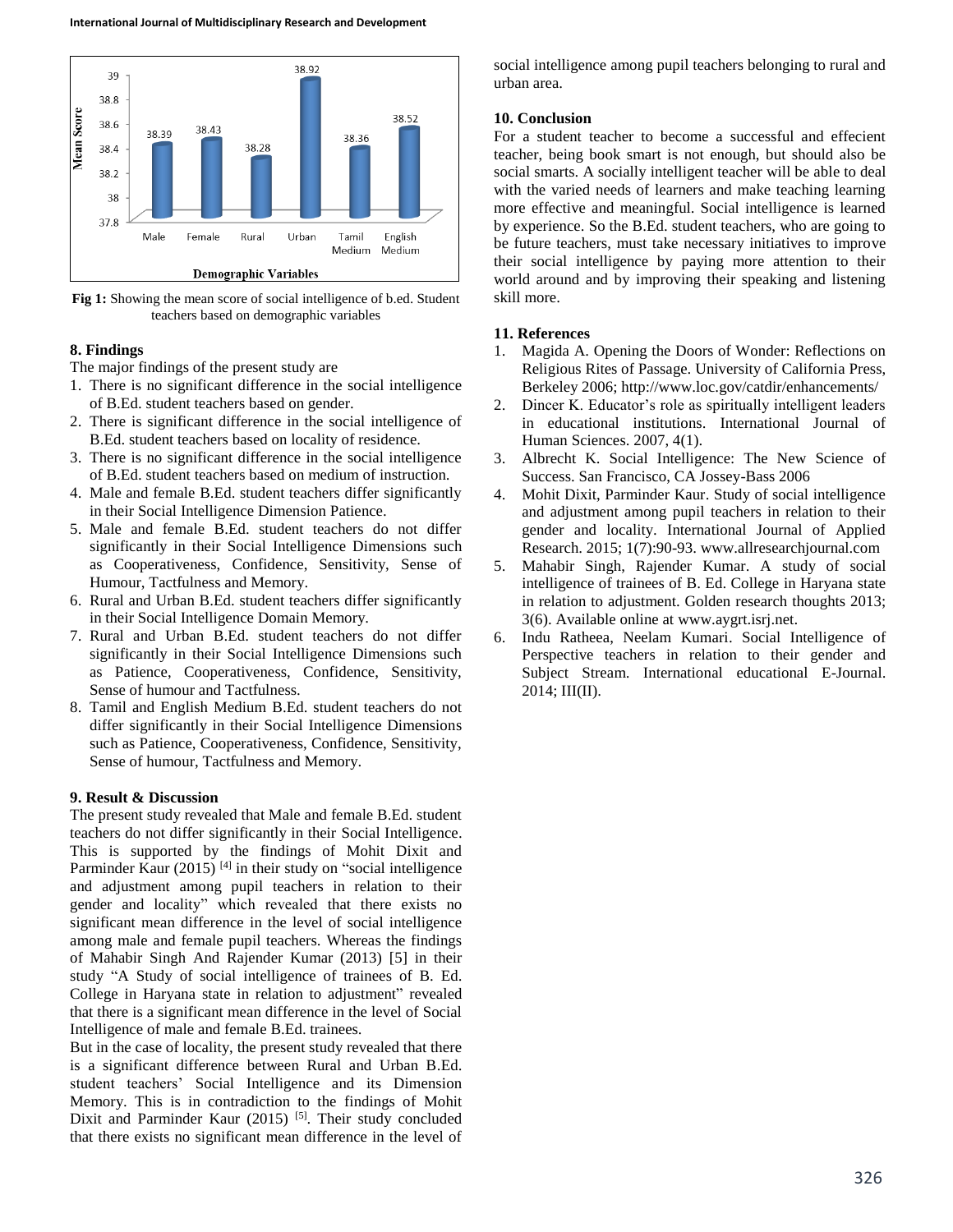39
38.8
38.6
38.4
38.2
38
37.8

Mean Score

38.39
38.43
38.28
38.92
38.36
38.52

Male
Female
Rural
Urban
Tamil Medium
English Medium

Demographic Variables

**Fig 1:** Showing the mean score of social intelligence of b.ed. Student teachers based on demographic variables

### 8. Findings

The major findings of the present study are

1. There is no significant difference in the social intelligence of B.Ed. student teachers based on gender.
2. There is significant difference in the social intelligence of B.Ed. student teachers based on locality of residence.
3. There is no significant difference in the social intelligence of B.Ed. student teachers based on medium of instruction.
4. Male and female B.Ed. student teachers differ significantly in their Social Intelligence Dimension Patience.
5. Male and female B.Ed. student teachers do not differ significantly in their Social Intelligence Dimensions such as Cooperativeness, Confidence, Sensitivity, Sense of Humour, Tactfulness and Memory.
6. Rural and Urban B.Ed. student teachers differ significantly in their Social Intelligence Domain Memory.
7. Rural and Urban B.Ed. student teachers do not differ significantly in their Social Intelligence Dimensions such as Patience, Cooperativeness, Confidence, Sensitivity, Sense of humour and Tactfulness.
8. Tamil and English Medium B.Ed. student teachers do not differ significantly in their Social Intelligence Dimensions such as Patience, Cooperativeness, Confidence, Sensitivity, Sense of humour, Tactfulness and Memory.

### 9. Result & Discussion

The present study revealed that Male and female B.Ed. student teachers do not differ significantly in their Social Intelligence. This is supported by the findings of Mohit Dixit and Parminder Kaur (2015) [4] in their study on "social intelligence and adjustment among pupil teachers in relation to their gender and locality" which revealed that there exists no significant mean difference in the level of social intelligence among male and female pupil teachers. Whereas the findings of Mahabir Singh And Rajender Kumar (2013) [5] in their study "A Study of social intelligence of trainees of B. Ed. College in Haryana state in relation to adjustment" revealed that there is a significant mean difference in the level of Social Intelligence of male and female B.Ed. trainees.

But in the case of locality, the present study revealed that there is a significant difference between Rural and Urban B.Ed. student teachers' Social Intelligence and its Dimension Memory. This is in contradiction to the findings of Mohit Dixit and Parminder Kaur (2015) [5]. Their study concluded that there exists no significant mean difference in the level of social intelligence among pupil teachers belonging to rural and urban area.

### 10. Conclusion

For a student teacher to become a successful and effecient teacher, being book smart is not enough, but should also be social smarts. A socially intelligent teacher will be able to deal with the varied needs of learners and make teaching learning more effective and meaningful. Social intelligence is learned by experience. So the B.Ed. student teachers, who are going to be future teachers, must take necessary initiatives to improve their social intelligence by paying more attention to their world around and by improving their speaking and listening skill more.

### 11. References

1. Magida A. Opening the Doors of Wonder: Reflections on Religious Rites of Passage. University of California Press, Berkeley 2006; http://www.loc.gov/catdir/enhancements/
2. Dincer K. Educator's role as spiritually intelligent leaders in educational institutions. International Journal of Human Sciences. 2007, 4(1).
3. Albrecht K. Social Intelligence: The New Science of Success. San Francisco, CA Jossey-Bass 2006
4. Mohit Dixit, Parminder Kaur. Study of social intelligence and adjustment among pupil teachers in relation to their gender and locality. International Journal of Applied Research. 2015; 1(7):90-93. www.allresearchjournal.com
5. Mahabir Singh, Rajender Kumar. A study of social intelligence of trainees of B. Ed. College in Haryana state in relation to adjustment. Golden research thoughts 2013; 3(6). Available online at www.aygrt.isrj.net.
6. Indu Ratheea, Neelam Kumari. Social Intelligence of Perspective teachers in relation to their gender and Subject Stream. International educational E-Journal. 2014; III(II).